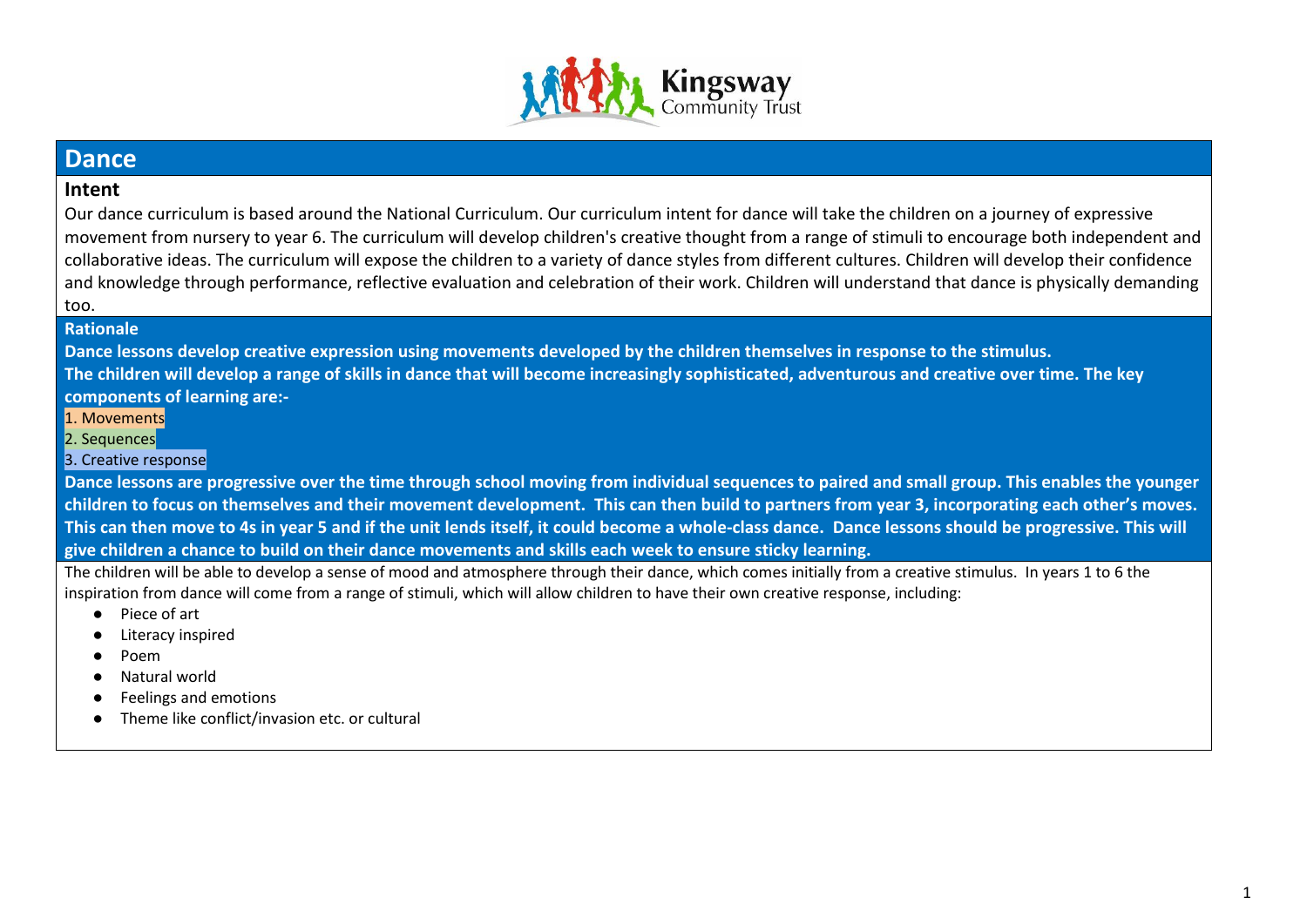# Dance

## Intent

Our dance curriculum is based around the National Curriculum. Our curriculum intent for dance will take the children on a journey of expressive movement from nursery to year 6. The curriculum will develop children's creative thought from a range of stimuli to encourage both independent and collaborative ideas. The curriculum will expose the children to a variety of dance styles from different cultures. Children will develop their confidence and knowledge through performance, reflective evaluation and celebration of their work. Children will understand that dance is physically demanding too.

**Rationale**

**Dance lessons develop creative expression using movements developed by the children themselves in response to the stimulus.**

**The children will develop a range of skills in dance that will become increasingly sophisticated, adventurous and creative over time. The key components of learning are:-**

1. Movements
2. Sequences
3. Creative response

**Dance lessons are progressive over the time through school moving from individual sequences to paired and small group. This enables the younger children to focus on themselves and their movement development. This can then build to partners from year 3, incorporating each other's moves. This can then move to 4s in year 5 and if the unit lends itself, it could become a whole-class dance. Dance lessons should be progressive. This will give children a chance to build on their dance movements and skills each week to ensure sticky learning.**

The children will be able to develop a sense of mood and atmosphere through their dance, which comes initially from a creative stimulus. In years 1 to 6 the inspiration from dance will come from a range of stimuli, which will allow children to have their own creative response, including:

- Piece of art
- Literacy inspired
- Poem
- Natural world
- Feelings and emotions
- Theme like conflict/invasion etc. or cultural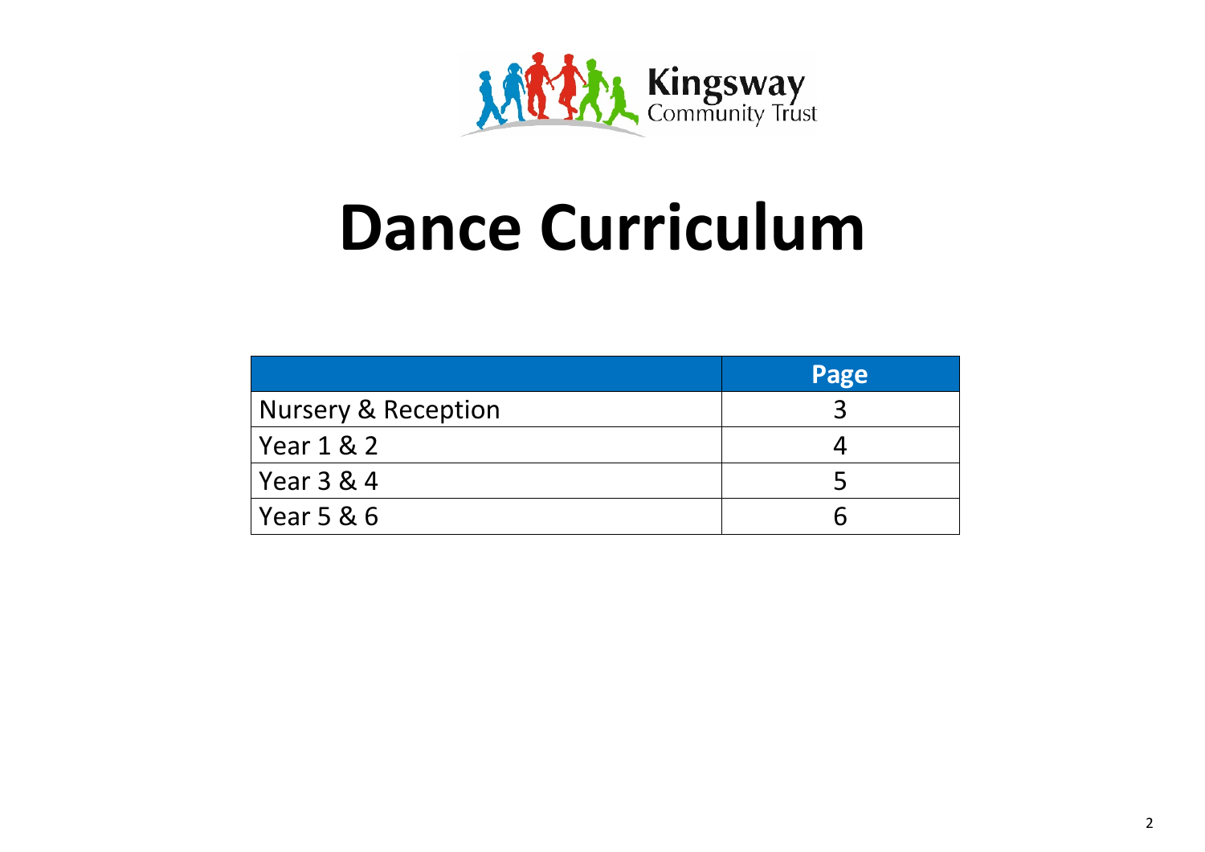Kingsway Community Trust

# Dance Curriculum

| | Page |
|---|---|
| Nursery & Reception | 3 |
| Year 1 & 2 | 4 |
| Year 3 & 4 | 5 |
| Year 5 & 6 | 6 |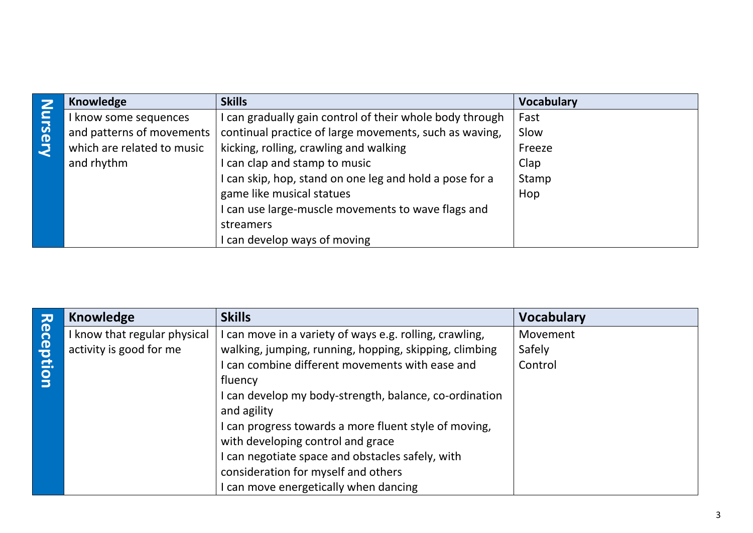| Nursery | Knowledge | Skills | Vocabulary |
|---|---|---|---|
| | I know some sequences and patterns of movements which are related to music and rhythm | I can gradually gain control of their whole body through continual practice of large movements, such as waving, kicking, rolling, crawling and walking<br>I can clap and stamp to music<br>I can skip, hop, stand on one leg and hold a pose for a game like musical statues<br>I can use large-muscle movements to wave flags and streamers<br>I can develop ways of moving | Fast<br>Slow<br>Freeze<br>Clap<br>Stamp<br>Hop |

| Reception | Knowledge | Skills | Vocabulary |
|---|---|---|---|
| | I know that regular physical activity is good for me | I can move in a variety of ways e.g. rolling, crawling, walking, jumping, running, hopping, skipping, climbing<br>I can combine different movements with ease and fluency<br>I can develop my body-strength, balance, co-ordination and agility<br>I can progress towards a more fluent style of moving, with developing control and grace<br>I can negotiate space and obstacles safely, with consideration for myself and others<br>I can move energetically when dancing | Movement<br>Safely<br>Control |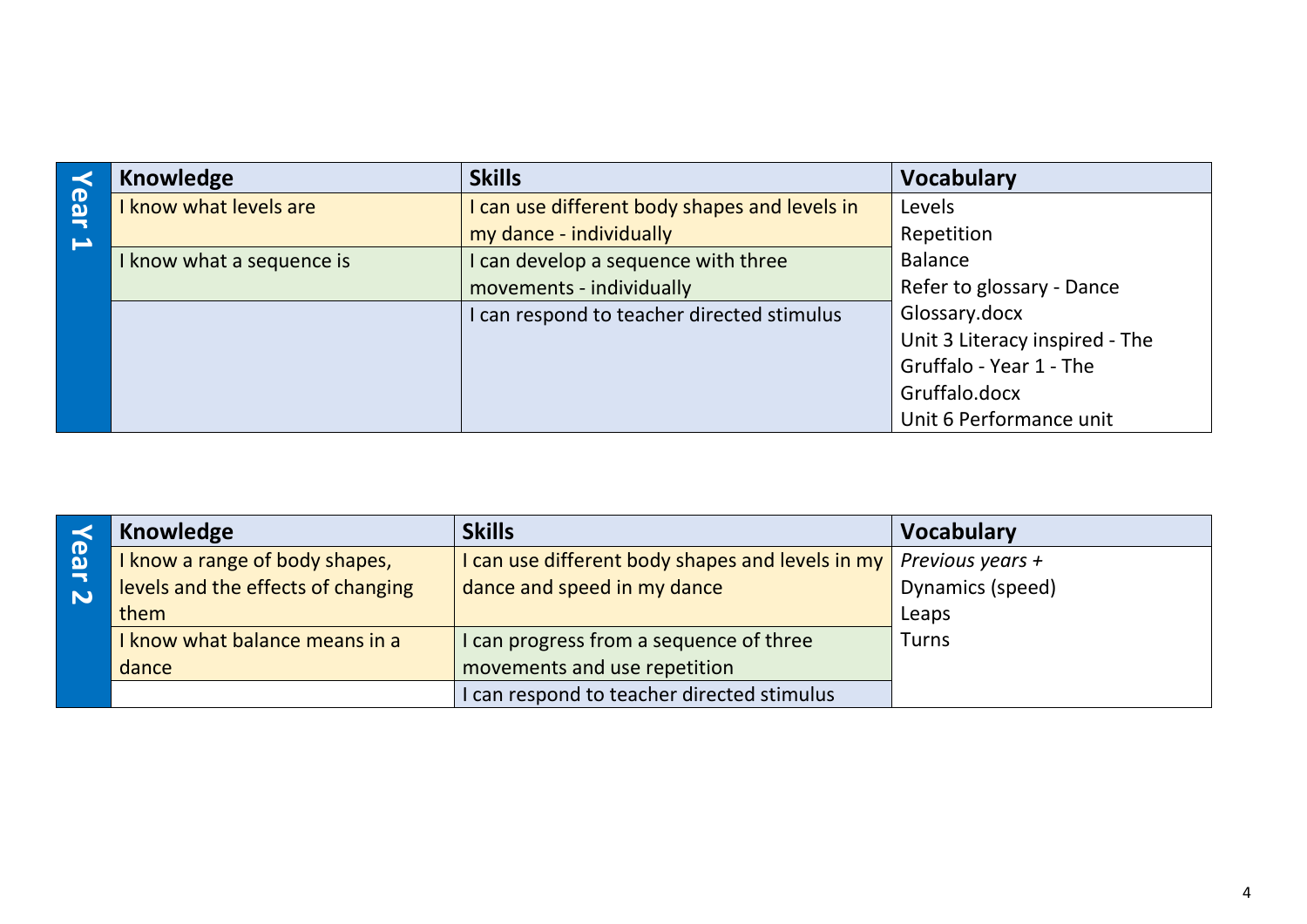## Year 1

| Knowledge | Skills | Vocabulary |
|---|---|---|
| I know what levels are | I can use different body shapes and levels in my dance - individually | Levels<br>Repetition<br>Balance<br>Refer to glossary - Dance Glossary.docx<br>Unit 3 Literacy inspired - The Gruffalo - Year 1 - The Gruffalo.docx<br>Unit 6 Performance unit |
| I know what a sequence is | I can develop a sequence with three movements - individually | |
| | I can respond to teacher directed stimulus | |

## Year 2

| Knowledge | Skills | Vocabulary |
|---|---|---|
| I know a range of body shapes, levels and the effects of changing them | I can use different body shapes and levels in my dance and speed in my dance | *Previous years +*<br>Dynamics (speed)<br>Leaps<br>Turns |
| I know what balance means in a dance | I can progress from a sequence of three movements and use repetition | |
| | I can respond to teacher directed stimulus | |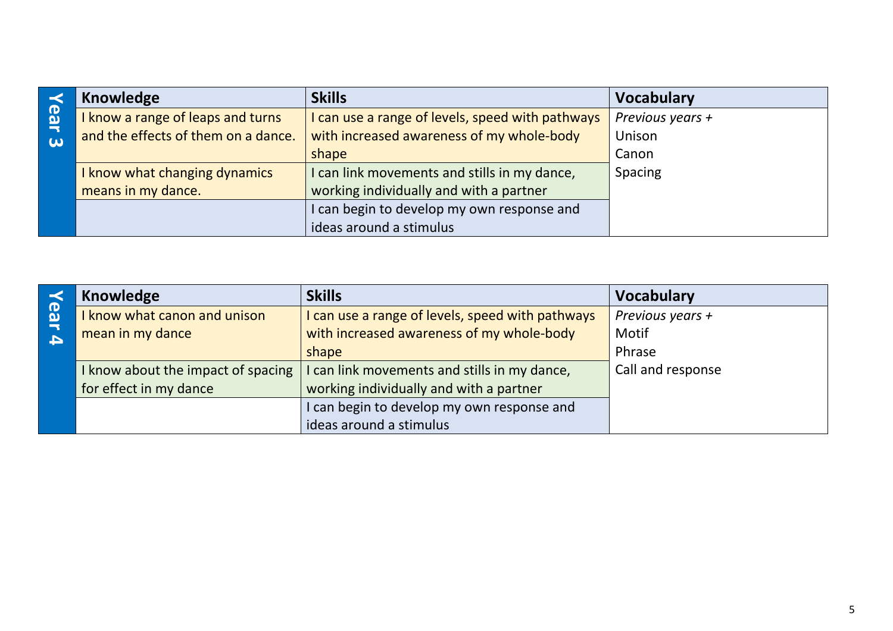## Year 3

| Knowledge | Skills | Vocabulary |
| --- | --- | --- |
| I know a range of leaps and turns and the effects of them on a dance. | I can use a range of levels, speed with pathways with increased awareness of my whole-body shape | *Previous years +*<br>Unison<br>Canon<br>Spacing |
| I know what changing dynamics means in my dance. | I can link movements and stills in my dance, working individually and with a partner | |
| | I can begin to develop my own response and ideas around a stimulus | |

## Year 4

| Knowledge | Skills | Vocabulary |
| --- | --- | --- |
| I know what canon and unison mean in my dance | I can use a range of levels, speed with pathways with increased awareness of my whole-body shape | *Previous years +*<br>Motif<br>Phrase<br>Call and response |
| I know about the impact of spacing for effect in my dance | I can link movements and stills in my dance, working individually and with a partner | |
| | I can begin to develop my own response and ideas around a stimulus | |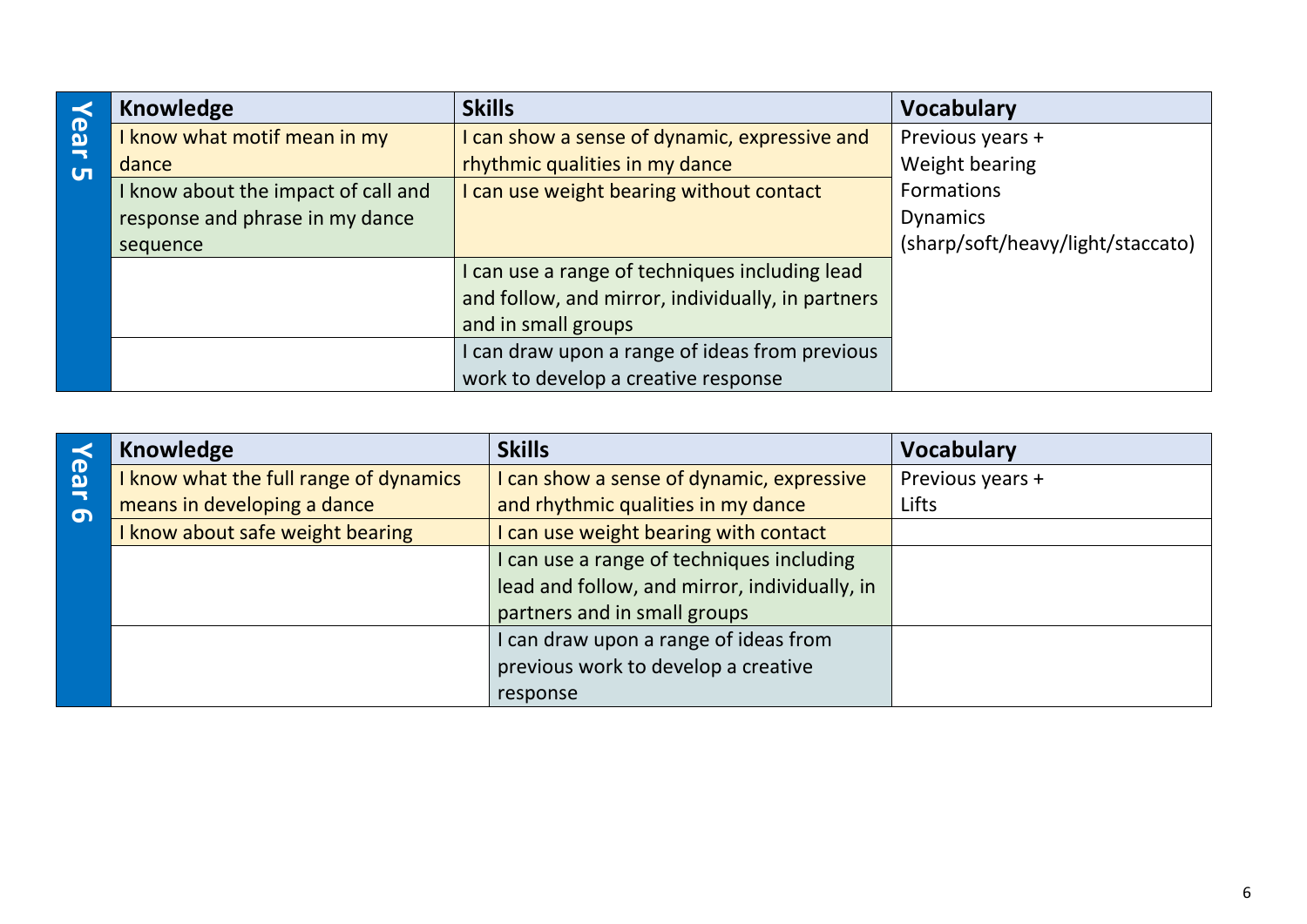## Year 5

| Knowledge | Skills | Vocabulary |
|---|---|---|
| I know what motif mean in my dance | I can show a sense of dynamic, expressive and rhythmic qualities in my dance | Previous years +<br>Weight bearing<br>Formations<br>Dynamics<br>(sharp/soft/heavy/light/staccato) |
| I know about the impact of call and response and phrase in my dance sequence | I can use weight bearing without contact | |
| | I can use a range of techniques including lead and follow, and mirror, individually, in partners and in small groups | |
| | I can draw upon a range of ideas from previous work to develop a creative response | |

## Year 6

| Knowledge | Skills | Vocabulary |
|---|---|---|
| I know what the full range of dynamics means in developing a dance | I can show a sense of dynamic, expressive and rhythmic qualities in my dance | Previous years +<br>Lifts |
| I know about safe weight bearing | I can use weight bearing with contact | |
| | I can use a range of techniques including lead and follow, and mirror, individually, in partners and in small groups | |
| | I can draw upon a range of ideas from previous work to develop a creative response | |